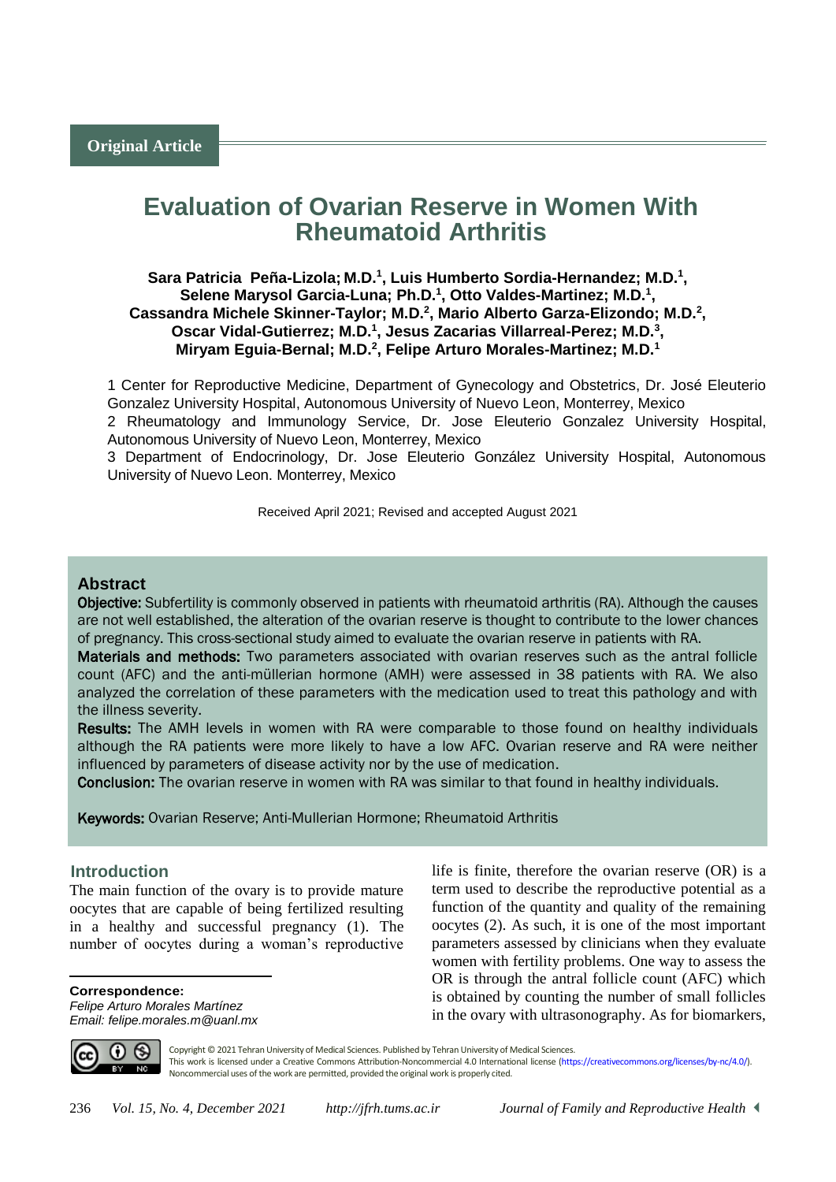Original Article

# Evaluation of Ovarian Reserve in Women With Rheumatoid Arthritis

**Sara Patricia Peña-Lizola; M.D.[1], Luis Humberto Sordia-Hernandez; M.D.[1], Selene Marysol Garcia-Luna; Ph.D.[1], Otto Valdes-Martinez; M.D.[1], Cassandra Michele Skinner-Taylor; M.D.[2], Mario Alberto Garza-Elizondo; M.D.[2], Oscar Vidal-Gutierrez; M.D.[1], Jesus Zacarias Villarreal-Perez; M.D.[3], Miryam Eguia-Bernal; M.D.[2], Felipe Arturo Morales-Martinez; M.D.[1]**

1 Center for Reproductive Medicine, Department of Gynecology and Obstetrics, Dr. José Eleuterio Gonzalez University Hospital, Autonomous University of Nuevo Leon, Monterrey, Mexico
2 Rheumatology and Immunology Service, Dr. Jose Eleuterio Gonzalez University Hospital, Autonomous University of Nuevo Leon, Monterrey, Mexico
3 Department of Endocrinology, Dr. Jose Eleuterio González University Hospital, Autonomous University of Nuevo Leon. Monterrey, Mexico

Received April 2021; Revised and accepted August 2021

## Abstract

**Objective:** Subfertility is commonly observed in patients with rheumatoid arthritis (RA). Although the causes are not well established, the alteration of the ovarian reserve is thought to contribute to the lower chances of pregnancy. This cross-sectional study aimed to evaluate the ovarian reserve in patients with RA.

**Materials and methods:** Two parameters associated with ovarian reserves such as the antral follicle count (AFC) and the anti-müllerian hormone (AMH) were assessed in 38 patients with RA. We also analyzed the correlation of these parameters with the medication used to treat this pathology and with the illness severity.

**Results:** The AMH levels in women with RA were comparable to those found on healthy individuals although the RA patients were more likely to have a low AFC. Ovarian reserve and RA were neither influenced by parameters of disease activity nor by the use of medication.

**Conclusion:** The ovarian reserve in women with RA was similar to that found in healthy individuals.

**Keywords:** Ovarian Reserve; Anti-Mullerian Hormone; Rheumatoid Arthritis

## Introduction

The main function of the ovary is to provide mature oocytes that are capable of being fertilized resulting in a healthy and successful pregnancy (1). The number of oocytes during a woman's reproductive life is finite, therefore the ovarian reserve (OR) is a term used to describe the reproductive potential as a function of the quantity and quality of the remaining oocytes (2). As such, it is one of the most important parameters assessed by clinicians when they evaluate women with fertility problems. One way to assess the OR is through the antral follicle count (AFC) which is obtained by counting the number of small follicles in the ovary with ultrasonography. As for biomarkers,

**Correspondence:**
*Felipe Arturo Morales Martínez*
*Email: felipe.morales.m@uanl.mx*

Copyright © 2021 Tehran University of Medical Sciences. Published by Tehran University of Medical Sciences.
This work is licensed under a Creative Commons Attribution-Noncommercial 4.0 International license (https://creativecommons.org/licenses/by-nc/4.0/). Noncommercial uses of the work are permitted, provided the original work is properly cited.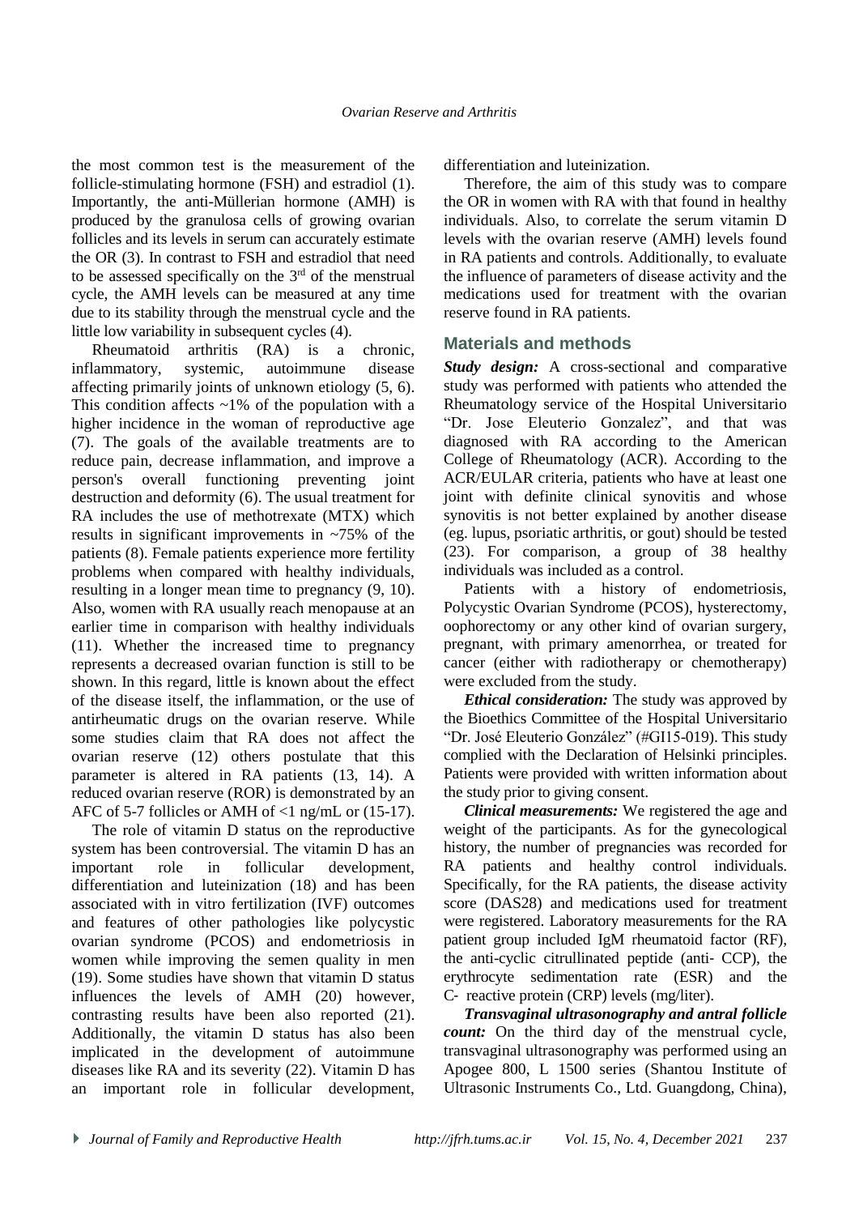the most common test is the measurement of the follicle-stimulating hormone (FSH) and estradiol (1). Importantly, the anti-Müllerian hormone (AMH) is produced by the granulosa cells of growing ovarian follicles and its levels in serum can accurately estimate the OR (3). In contrast to FSH and estradiol that need to be assessed specifically on the 3rd of the menstrual cycle, the AMH levels can be measured at any time due to its stability through the menstrual cycle and the little low variability in subsequent cycles (4).

Rheumatoid arthritis (RA) is a chronic, inflammatory, systemic, autoimmune disease affecting primarily joints of unknown etiology (5, 6). This condition affects ~1% of the population with a higher incidence in the woman of reproductive age (7). The goals of the available treatments are to reduce pain, decrease inflammation, and improve a person's overall functioning preventing joint destruction and deformity (6). The usual treatment for RA includes the use of methotrexate (MTX) which results in significant improvements in ~75% of the patients (8). Female patients experience more fertility problems when compared with healthy individuals, resulting in a longer mean time to pregnancy (9, 10). Also, women with RA usually reach menopause at an earlier time in comparison with healthy individuals (11). Whether the increased time to pregnancy represents a decreased ovarian function is still to be shown. In this regard, little is known about the effect of the disease itself, the inflammation, or the use of antirheumatic drugs on the ovarian reserve. While some studies claim that RA does not affect the ovarian reserve (12) others postulate that this parameter is altered in RA patients (13, 14). A reduced ovarian reserve (ROR) is demonstrated by an AFC of 5-7 follicles or AMH of <1 ng/mL or (15-17).

The role of vitamin D status on the reproductive system has been controversial. The vitamin D has an important role in follicular development, differentiation and luteinization (18) and has been associated with in vitro fertilization (IVF) outcomes and features of other pathologies like polycystic ovarian syndrome (PCOS) and endometriosis in women while improving the semen quality in men (19). Some studies have shown that vitamin D status influences the levels of AMH (20) however, contrasting results have been also reported (21). Additionally, the vitamin D status has also been implicated in the development of autoimmune diseases like RA and its severity (22). Vitamin D has an important role in follicular development, differentiation and luteinization.

Therefore, the aim of this study was to compare the OR in women with RA with that found in healthy individuals. Also, to correlate the serum vitamin D levels with the ovarian reserve (AMH) levels found in RA patients and controls. Additionally, to evaluate the influence of parameters of disease activity and the medications used for treatment with the ovarian reserve found in RA patients.

## Materials and methods

***Study design:*** A cross-sectional and comparative study was performed with patients who attended the Rheumatology service of the Hospital Universitario "Dr. Jose Eleuterio Gonzalez", and that was diagnosed with RA according to the American College of Rheumatology (ACR). According to the ACR/EULAR criteria, patients who have at least one joint with definite clinical synovitis and whose synovitis is not better explained by another disease (eg. lupus, psoriatic arthritis, or gout) should be tested (23). For comparison, a group of 38 healthy individuals was included as a control.

Patients with a history of endometriosis, Polycystic Ovarian Syndrome (PCOS), hysterectomy, oophorectomy or any other kind of ovarian surgery, pregnant, with primary amenorrhea, or treated for cancer (either with radiotherapy or chemotherapy) were excluded from the study.

***Ethical consideration:*** The study was approved by the Bioethics Committee of the Hospital Universitario "Dr. José Eleuterio González" (#GI15-019). This study complied with the Declaration of Helsinki principles. Patients were provided with written information about the study prior to giving consent.

***Clinical measurements:*** We registered the age and weight of the participants. As for the gynecological history, the number of pregnancies was recorded for RA patients and healthy control individuals. Specifically, for the RA patients, the disease activity score (DAS28) and medications used for treatment were registered. Laboratory measurements for the RA patient group included IgM rheumatoid factor (RF), the anti-cyclic citrullinated peptide (anti- CCP), the erythrocyte sedimentation rate (ESR) and the C- reactive protein (CRP) levels (mg/liter).

***Transvaginal ultrasonography and antral follicle count:*** On the third day of the menstrual cycle, transvaginal ultrasonography was performed using an Apogee 800, L 1500 series (Shantou Institute of Ultrasonic Instruments Co., Ltd. Guangdong, China),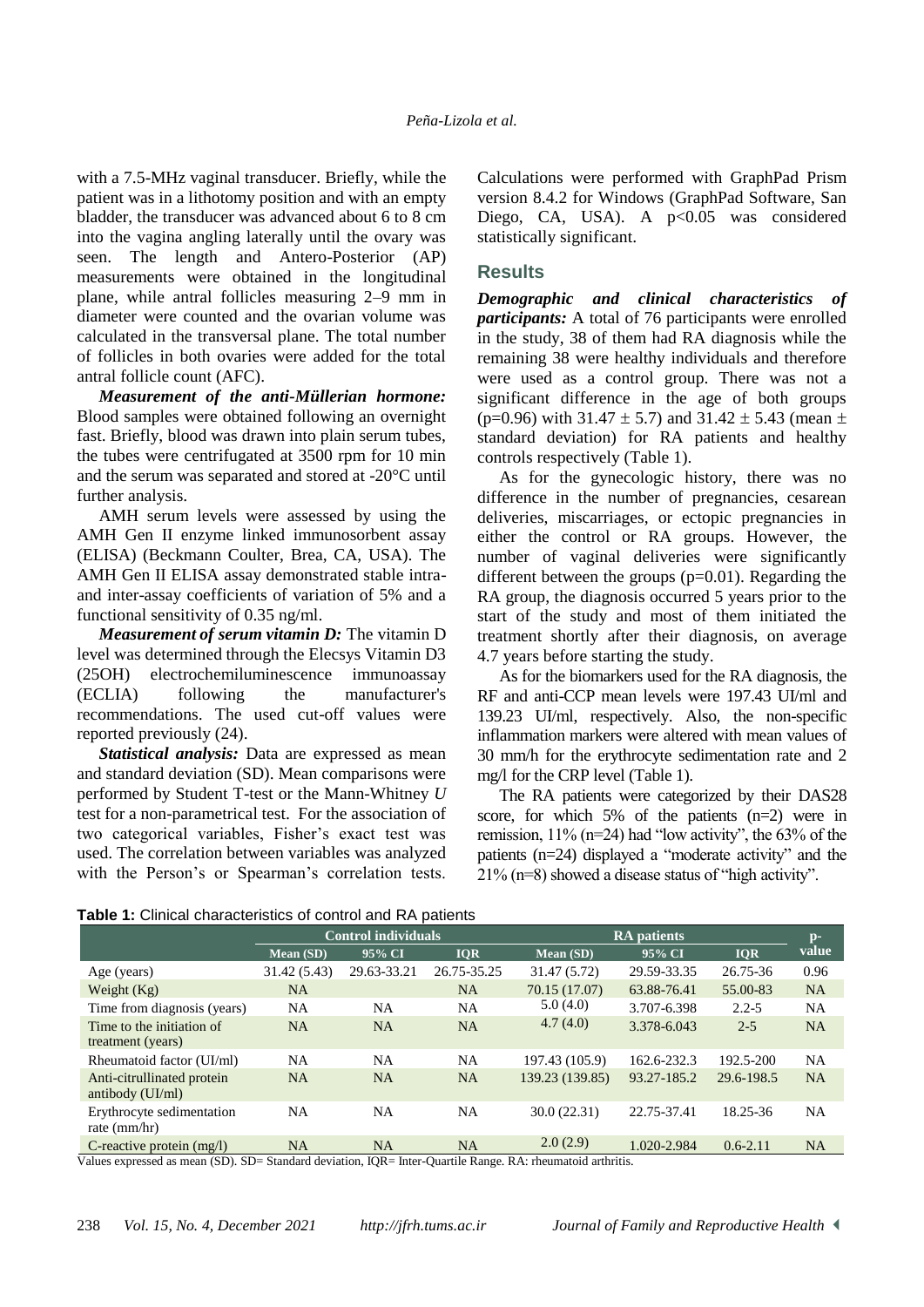with a 7.5-MHz vaginal transducer. Briefly, while the patient was in a lithotomy position and with an empty bladder, the transducer was advanced about 6 to 8 cm into the vagina angling laterally until the ovary was seen. The length and Antero-Posterior (AP) measurements were obtained in the longitudinal plane, while antral follicles measuring 2–9 mm in diameter were counted and the ovarian volume was calculated in the transversal plane. The total number of follicles in both ovaries were added for the total antral follicle count (AFC).

***Measurement of the anti-Müllerian hormone:*** Blood samples were obtained following an overnight fast. Briefly, blood was drawn into plain serum tubes, the tubes were centrifugated at 3500 rpm for 10 min and the serum was separated and stored at -20°C until further analysis.

AMH serum levels were assessed by using the AMH Gen II enzyme linked immunosorbent assay (ELISA) (Beckmann Coulter, Brea, CA, USA). The AMH Gen II ELISA assay demonstrated stable intra- and inter-assay coefficients of variation of 5% and a functional sensitivity of 0.35 ng/ml.

***Measurement of serum vitamin D:*** The vitamin D level was determined through the Elecsys Vitamin D3 (25OH) electrochemiluminescence immunoassay (ECLIA) following the manufacturer's recommendations. The used cut-off values were reported previously (24).

***Statistical analysis:*** Data are expressed as mean and standard deviation (SD). Mean comparisons were performed by Student T-test or the Mann-Whitney *U* test for a non-parametrical test. For the association of two categorical variables, Fisher's exact test was used. The correlation between variables was analyzed with the Person's or Spearman's correlation tests. Calculations were performed with GraphPad Prism version 8.4.2 for Windows (GraphPad Software, San Diego, CA, USA). A $p<0.05$ was considered statistically significant.

## Results

***Demographic and clinical characteristics of participants:*** A total of 76 participants were enrolled in the study, 38 of them had RA diagnosis while the remaining 38 were healthy individuals and therefore were used as a control group. There was not a significant difference in the age of both groups ($p=0.96$) with $31.47 \pm 5.7$) and $31.42 \pm 5.43$ (mean ± standard deviation) for RA patients and healthy controls respectively (Table 1).

As for the gynecologic history, there was no difference in the number of pregnancies, cesarean deliveries, miscarriages, or ectopic pregnancies in either the control or RA groups. However, the number of vaginal deliveries were significantly different between the groups ($p=0.01$). Regarding the RA group, the diagnosis occurred 5 years prior to the start of the study and most of them initiated the treatment shortly after their diagnosis, on average 4.7 years before starting the study.

As for the biomarkers used for the RA diagnosis, the RF and anti-CCP mean levels were 197.43 UI/ml and 139.23 UI/ml, respectively. Also, the non-specific inflammation markers were altered with mean values of 30 mm/h for the erythrocyte sedimentation rate and 2 mg/l for the CRP level (Table 1).

The RA patients were categorized by their DAS28 score, for which 5% of the patients (n=2) were in remission, 11% (n=24) had "low activity", the 63% of the patients (n=24) displayed a "moderate activity" and the 21% (n=8) showed a disease status of "high activity".

**Table 1:** Clinical characteristics of control and RA patients

| | Control individuals | | | RA patients | | | p-value |
|---|---|---|---|---|---|---|---|
| | Mean (SD) | 95% CI | IQR | Mean (SD) | 95% CI | IQR | |
| Age (years) | 31.42 (5.43) | 29.63-33.21 | 26.75-35.25 | 31.47 (5.72) | 29.59-33.35 | 26.75-36 | 0.96 |
| Weight (Kg) | NA | | NA | 70.15 (17.07) | 63.88-76.41 | 55.00-83 | NA |
| Time from diagnosis (years) | NA | NA | NA | 5.0 (4.0) | 3.707-6.398 | 2.2-5 | NA |
| Time to the initiation of treatment (years) | NA | NA | NA | 4.7 (4.0) | 3.378-6.043 | 2-5 | NA |
| Rheumatoid factor (UI/ml) | NA | NA | NA | 197.43 (105.9) | 162.6-232.3 | 192.5-200 | NA |
| Anti-citrullinated protein antibody (UI/ml) | NA | NA | NA | 139.23 (139.85) | 93.27-185.2 | 29.6-198.5 | NA |
| Erythrocyte sedimentation rate (mm/hr) | NA | NA | NA | 30.0 (22.31) | 22.75-37.41 | 18.25-36 | NA |
| C-reactive protein (mg/l) | NA | NA | NA | 2.0 (2.9) | 1.020-2.984 | 0.6-2.11 | NA |

Values expressed as mean (SD). SD= Standard deviation, IQR= Inter-Quartile Range. RA: rheumatoid arthritis.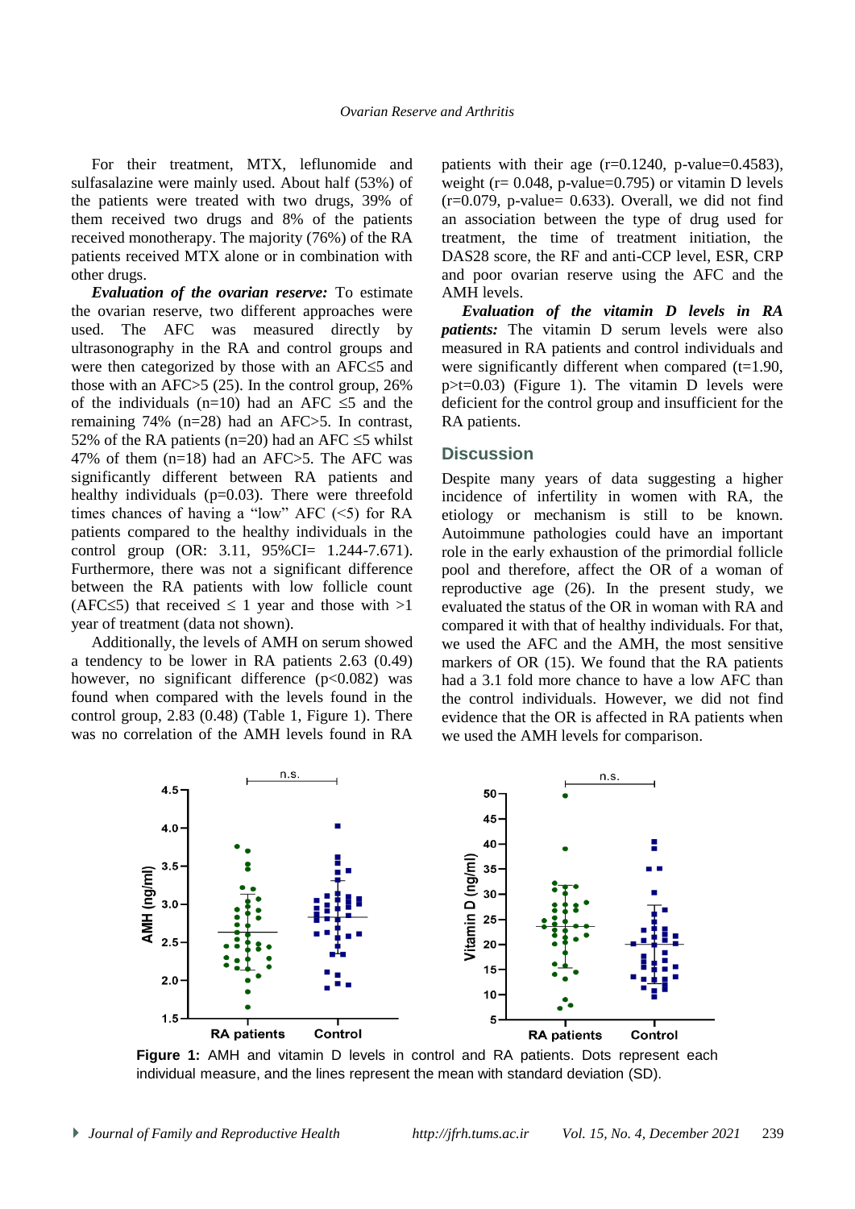For their treatment, MTX, leflunomide and sulfasalazine were mainly used. About half (53%) of the patients were treated with two drugs, 39% of them received two drugs and 8% of the patients received monotherapy. The majority (76%) of the RA patients received MTX alone or in combination with other drugs.

***Evaluation of the ovarian reserve:*** To estimate the ovarian reserve, two different approaches were used. The AFC was measured directly by ultrasonography in the RA and control groups and were then categorized by those with an AFC≤5 and those with an AFC>5 (25). In the control group, 26% of the individuals (n=10) had an AFC ≤5 and the remaining 74% (n=28) had an AFC>5. In contrast, 52% of the RA patients (n=20) had an AFC ≤5 whilst 47% of them (n=18) had an AFC>5. The AFC was significantly different between RA patients and healthy individuals (p=0.03). There were threefold times chances of having a "low" AFC (<5) for RA patients compared to the healthy individuals in the control group (OR: 3.11, 95%CI= 1.244-7.671). Furthermore, there was not a significant difference between the RA patients with low follicle count (AFC≤5) that received ≤ 1 year and those with >1 year of treatment (data not shown).

Additionally, the levels of AMH on serum showed a tendency to be lower in RA patients 2.63 (0.49) however, no significant difference (p<0.082) was found when compared with the levels found in the control group, 2.83 (0.48) (Table 1, Figure 1). There was no correlation of the AMH levels found in RA patients with their age (r=0.1240, p-value=0.4583), weight (r= 0.048, p-value=0.795) or vitamin D levels (r=0.079, p-value= 0.633). Overall, we did not find an association between the type of drug used for treatment, the time of treatment initiation, the DAS28 score, the RF and anti-CCP level, ESR, CRP and poor ovarian reserve using the AFC and the AMH levels.

***Evaluation of the vitamin D levels in RA patients:*** The vitamin D serum levels were also measured in RA patients and control individuals and were significantly different when compared (t=1.90, p>t=0.03) (Figure 1). The vitamin D levels were deficient for the control group and insufficient for the RA patients.

## Discussion

Despite many years of data suggesting a higher incidence of infertility in women with RA, the etiology or mechanism is still to be known. Autoimmune pathologies could have an important role in the early exhaustion of the primordial follicle pool and therefore, affect the OR of a woman of reproductive age (26). In the present study, we evaluated the status of the OR in woman with RA and compared it with that of healthy individuals. For that, we used the AFC and the AMH, the most sensitive markers of OR (15). We found that the RA patients had a 3.1 fold more chance to have a low AFC than the control individuals. However, we did not find evidence that the OR is affected in RA patients when we used the AMH levels for comparison.

**Figure 1:** AMH and vitamin D levels in control and RA patients. Dots represent each individual measure, and the lines represent the mean with standard deviation (SD).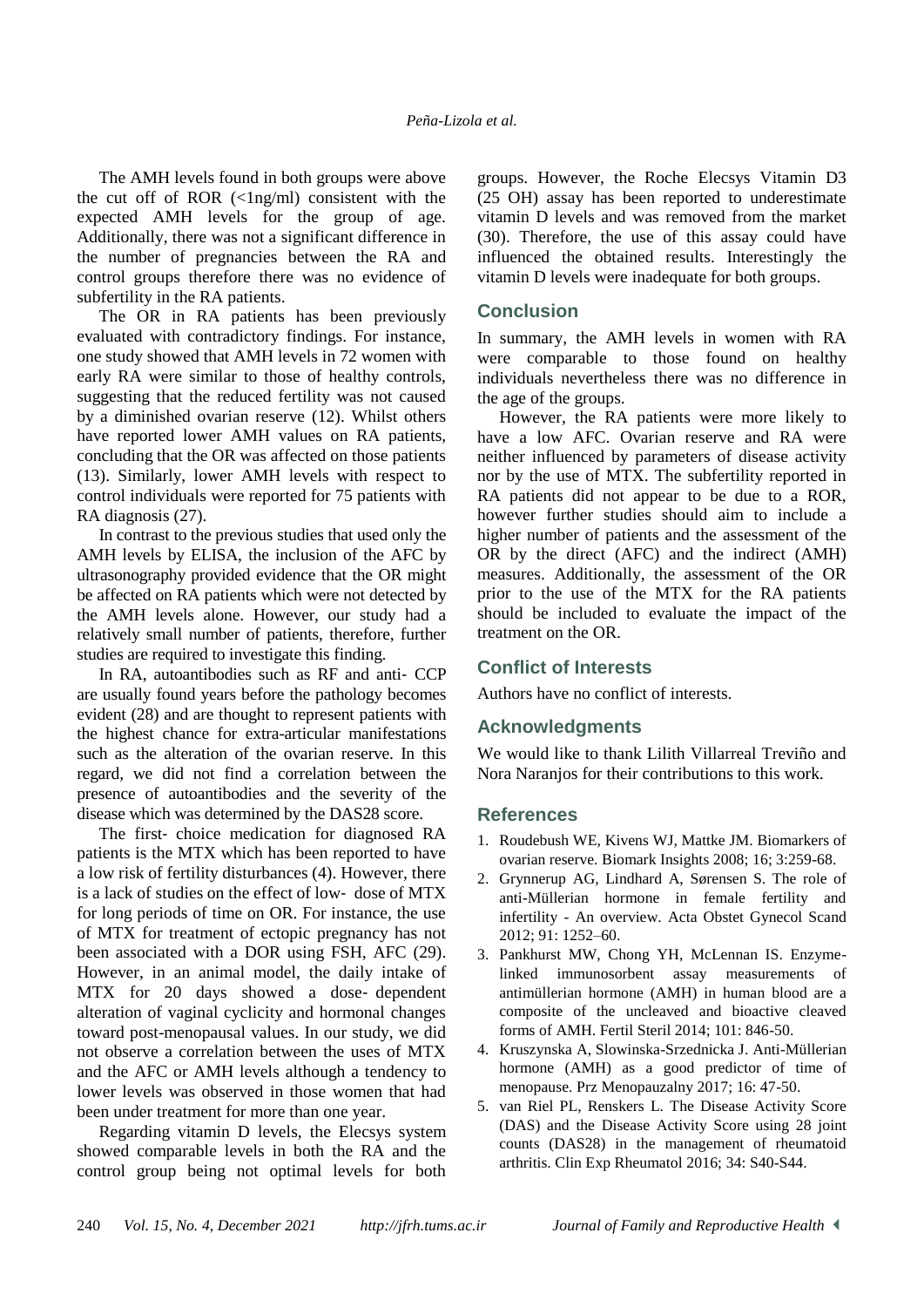The AMH levels found in both groups were above the cut off of ROR (<1ng/ml) consistent with the expected AMH levels for the group of age. Additionally, there was not a significant difference in the number of pregnancies between the RA and control groups therefore there was no evidence of subfertility in the RA patients.

The OR in RA patients has been previously evaluated with contradictory findings. For instance, one study showed that AMH levels in 72 women with early RA were similar to those of healthy controls, suggesting that the reduced fertility was not caused by a diminished ovarian reserve (12). Whilst others have reported lower AMH values on RA patients, concluding that the OR was affected on those patients (13). Similarly, lower AMH levels with respect to control individuals were reported for 75 patients with RA diagnosis (27).

In contrast to the previous studies that used only the AMH levels by ELISA, the inclusion of the AFC by ultrasonography provided evidence that the OR might be affected on RA patients which were not detected by the AMH levels alone. However, our study had a relatively small number of patients, therefore, further studies are required to investigate this finding.

In RA, autoantibodies such as RF and anti- CCP are usually found years before the pathology becomes evident (28) and are thought to represent patients with the highest chance for extra-articular manifestations such as the alteration of the ovarian reserve. In this regard, we did not find a correlation between the presence of autoantibodies and the severity of the disease which was determined by the DAS28 score.

The first- choice medication for diagnosed RA patients is the MTX which has been reported to have a low risk of fertility disturbances (4). However, there is a lack of studies on the effect of low- dose of MTX for long periods of time on OR. For instance, the use of MTX for treatment of ectopic pregnancy has not been associated with a DOR using FSH, AFC (29). However, in an animal model, the daily intake of MTX for 20 days showed a dose- dependent alteration of vaginal cyclicity and hormonal changes toward post-menopausal values. In our study, we did not observe a correlation between the uses of MTX and the AFC or AMH levels although a tendency to lower levels was observed in those women that had been under treatment for more than one year.

Regarding vitamin D levels, the Elecsys system showed comparable levels in both the RA and the control group being not optimal levels for both groups. However, the Roche Elecsys Vitamin D3 (25 OH) assay has been reported to underestimate vitamin D levels and was removed from the market (30). Therefore, the use of this assay could have influenced the obtained results. Interestingly the vitamin D levels were inadequate for both groups.

## Conclusion

In summary, the AMH levels in women with RA were comparable to those found on healthy individuals nevertheless there was no difference in the age of the groups.

However, the RA patients were more likely to have a low AFC. Ovarian reserve and RA were neither influenced by parameters of disease activity nor by the use of MTX. The subfertility reported in RA patients did not appear to be due to a ROR, however further studies should aim to include a higher number of patients and the assessment of the OR by the direct (AFC) and the indirect (AMH) measures. Additionally, the assessment of the OR prior to the use of the MTX for the RA patients should be included to evaluate the impact of the treatment on the OR.

## Conflict of Interests

Authors have no conflict of interests.

## Acknowledgments

We would like to thank Lilith Villarreal Treviño and Nora Naranjos for their contributions to this work.

## References

1. Roudebush WE, Kivens WJ, Mattke JM. Biomarkers of ovarian reserve. Biomark Insights 2008; 16; 3:259-68.
2. Grynnerup AG, Lindhard A, Sørensen S. The role of anti-Müllerian hormone in female fertility and infertility - An overview. Acta Obstet Gynecol Scand 2012; 91: 1252–60.
3. Pankhurst MW, Chong YH, McLennan IS. Enzyme-linked immunosorbent assay measurements of antimüllerian hormone (AMH) in human blood are a composite of the uncleaved and bioactive cleaved forms of AMH. Fertil Steril 2014; 101: 846-50.
4. Kruszynska A, Slowinska-Srzednicka J. Anti-Müllerian hormone (AMH) as a good predictor of time of menopause. Prz Menopauzalny 2017; 16: 47-50.
5. van Riel PL, Renskers L. The Disease Activity Score (DAS) and the Disease Activity Score using 28 joint counts (DAS28) in the management of rheumatoid arthritis. Clin Exp Rheumatol 2016; 34: S40-S44.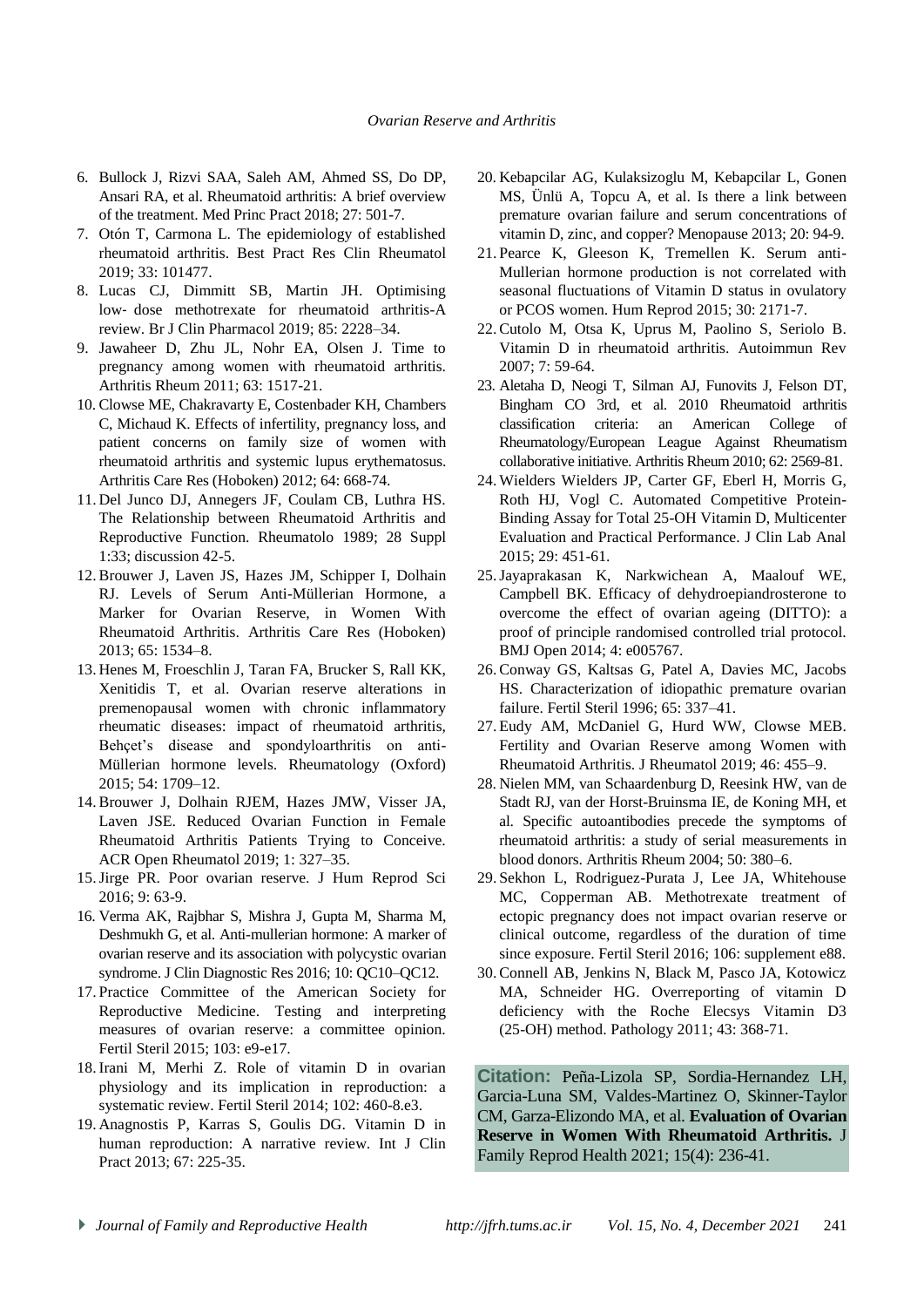6. Bullock J, Rizvi SAA, Saleh AM, Ahmed SS, Do DP, Ansari RA, et al. Rheumatoid arthritis: A brief overview of the treatment. Med Princ Pract 2018; 27: 501-7.
7. Otón T, Carmona L. The epidemiology of established rheumatoid arthritis. Best Pract Res Clin Rheumatol 2019; 33: 101477.
8. Lucas CJ, Dimmitt SB, Martin JH. Optimising low- dose methotrexate for rheumatoid arthritis-A review. Br J Clin Pharmacol 2019; 85: 2228–34.
9. Jawaheer D, Zhu JL, Nohr EA, Olsen J. Time to pregnancy among women with rheumatoid arthritis. Arthritis Rheum 2011; 63: 1517-21.
10. Clowse ME, Chakravarty E, Costenbader KH, Chambers C, Michaud K. Effects of infertility, pregnancy loss, and patient concerns on family size of women with rheumatoid arthritis and systemic lupus erythematosus. Arthritis Care Res (Hoboken) 2012; 64: 668-74.
11. Del Junco DJ, Annegers JF, Coulam CB, Luthra HS. The Relationship between Rheumatoid Arthritis and Reproductive Function. Rheumatolo 1989; 28 Suppl 1:33; discussion 42-5.
12. Brouwer J, Laven JS, Hazes JM, Schipper I, Dolhain RJ. Levels of Serum Anti-Müllerian Hormone, a Marker for Ovarian Reserve, in Women With Rheumatoid Arthritis. Arthritis Care Res (Hoboken) 2013; 65: 1534–8.
13. Henes M, Froeschlin J, Taran FA, Brucker S, Rall KK, Xenitidis T, et al. Ovarian reserve alterations in premenopausal women with chronic inflammatory rheumatic diseases: impact of rheumatoid arthritis, Behçet's disease and spondyloarthritis on anti-Müllerian hormone levels. Rheumatology (Oxford) 2015; 54: 1709–12.
14. Brouwer J, Dolhain RJEM, Hazes JMW, Visser JA, Laven JSE. Reduced Ovarian Function in Female Rheumatoid Arthritis Patients Trying to Conceive. ACR Open Rheumatol 2019; 1: 327–35.
15. Jirge PR. Poor ovarian reserve. J Hum Reprod Sci 2016; 9: 63-9.
16. Verma AK, Rajbhar S, Mishra J, Gupta M, Sharma M, Deshmukh G, et al. Anti-mullerian hormone: A marker of ovarian reserve and its association with polycystic ovarian syndrome. J Clin Diagnostic Res 2016; 10: QC10–QC12.
17. Practice Committee of the American Society for Reproductive Medicine. Testing and interpreting measures of ovarian reserve: a committee opinion. Fertil Steril 2015; 103: e9-e17.
18. Irani M, Merhi Z. Role of vitamin D in ovarian physiology and its implication in reproduction: a systematic review. Fertil Steril 2014; 102: 460-8.e3.
19. Anagnostis P, Karras S, Goulis DG. Vitamin D in human reproduction: A narrative review. Int J Clin Pract 2013; 67: 225-35.
20. Kebapcilar AG, Kulaksizoglu M, Kebapcilar L, Gonen MS, Ünlü A, Topcu A, et al. Is there a link between premature ovarian failure and serum concentrations of vitamin D, zinc, and copper? Menopause 2013; 20: 94-9.
21. Pearce K, Gleeson K, Tremellen K. Serum anti-Mullerian hormone production is not correlated with seasonal fluctuations of Vitamin D status in ovulatory or PCOS women. Hum Reprod 2015; 30: 2171-7.
22. Cutolo M, Otsa K, Uprus M, Paolino S, Seriolo B. Vitamin D in rheumatoid arthritis. Autoimmun Rev 2007; 7: 59-64.
23. Aletaha D, Neogi T, Silman AJ, Funovits J, Felson DT, Bingham CO 3rd, et al. 2010 Rheumatoid arthritis classification criteria: an American College of Rheumatology/European League Against Rheumatism collaborative initiative. Arthritis Rheum 2010; 62: 2569-81.
24. Wielders Wielders JP, Carter GF, Eberl H, Morris G, Roth HJ, Vogl C. Automated Competitive Protein-Binding Assay for Total 25-OH Vitamin D, Multicenter Evaluation and Practical Performance. J Clin Lab Anal 2015; 29: 451-61.
25. Jayaprakasan K, Narkwichean A, Maalouf WE, Campbell BK. Efficacy of dehydroepiandrosterone to overcome the effect of ovarian ageing (DITTO): a proof of principle randomised controlled trial protocol. BMJ Open 2014; 4: e005767.
26. Conway GS, Kaltsas G, Patel A, Davies MC, Jacobs HS. Characterization of idiopathic premature ovarian failure. Fertil Steril 1996; 65: 337–41.
27. Eudy AM, McDaniel G, Hurd WW, Clowse MEB. Fertility and Ovarian Reserve among Women with Rheumatoid Arthritis. J Rheumatol 2019; 46: 455–9.
28. Nielen MM, van Schaardenburg D, Reesink HW, van de Stadt RJ, van der Horst-Bruinsma IE, de Koning MH, et al. Specific autoantibodies precede the symptoms of rheumatoid arthritis: a study of serial measurements in blood donors. Arthritis Rheum 2004; 50: 380–6.
29. Sekhon L, Rodriguez-Purata J, Lee JA, Whitehouse MC, Copperman AB. Methotrexate treatment of ectopic pregnancy does not impact ovarian reserve or clinical outcome, regardless of the duration of time since exposure. Fertil Steril 2016; 106: supplement e88.
30. Connell AB, Jenkins N, Black M, Pasco JA, Kotowicz MA, Schneider HG. Overreporting of vitamin D deficiency with the Roche Elecsys Vitamin D3 (25-OH) method. Pathology 2011; 43: 368-71.

**Citation:** Peña-Lizola SP, Sordia-Hernandez LH, Garcia-Luna SM, Valdes-Martinez O, Skinner-Taylor CM, Garza-Elizondo MA, et al. **Evaluation of Ovarian Reserve in Women With Rheumatoid Arthritis.** J Family Reprod Health 2021; 15(4): 236-41.